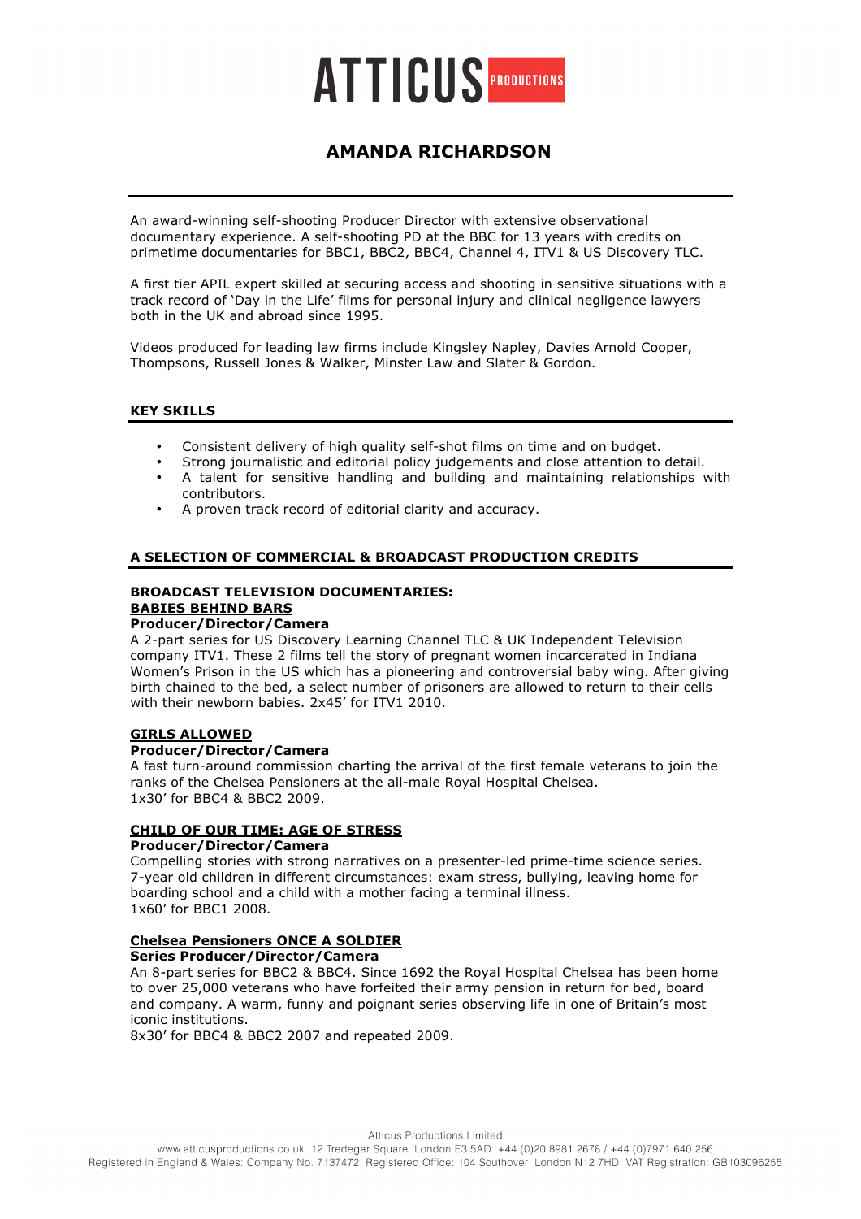# ATTICUS PRODUCTIONS

## AMANDA RICHARDSON

An award-winning self-shooting Producer Director with extensive observational documentary experience. A self-shooting PD at the BBC for 13 years with credits on primetime documentaries for BBC1, BBC2, BBC4, Channel 4, ITV1 & US Discovery TLC.

A first tier APIL expert skilled at securing access and shooting in sensitive situations with a track record of 'Day in the Life' films for personal injury and clinical negligence lawyers both in the UK and abroad since 1995.

Videos produced for leading law firms include Kingsley Napley, Davies Arnold Cooper, Thompsons, Russell Jones & Walker, Minster Law and Slater & Gordon.

### KEY SKILLS

- Consistent delivery of high quality self-shot films on time and on budget.
- Strong journalistic and editorial policy judgements and close attention to detail.
- A talent for sensitive handling and building and maintaining relationships with contributors.
- A proven track record of editorial clarity and accuracy.

### A SELECTION OF COMMERCIAL & BROADCAST PRODUCTION CREDITS

**BROADCAST TELEVISION DOCUMENTARIES:**

**BABIES BEHIND BARS**

**Producer/Director/Camera**

A 2-part series for US Discovery Learning Channel TLC & UK Independent Television company ITV1. These 2 films tell the story of pregnant women incarcerated in Indiana Women's Prison in the US which has a pioneering and controversial baby wing. After giving birth chained to the bed, a select number of prisoners are allowed to return to their cells with their newborn babies. 2x45' for ITV1 2010.

**GIRLS ALLOWED**

**Producer/Director/Camera**

A fast turn-around commission charting the arrival of the first female veterans to join the ranks of the Chelsea Pensioners at the all-male Royal Hospital Chelsea.
1x30' for BBC4 & BBC2 2009.

**CHILD OF OUR TIME: AGE OF STRESS**

**Producer/Director/Camera**

Compelling stories with strong narratives on a presenter-led prime-time science series. 7-year old children in different circumstances: exam stress, bullying, leaving home for boarding school and a child with a mother facing a terminal illness.
1x60' for BBC1 2008.

**Chelsea Pensioners ONCE A SOLDIER**

**Series Producer/Director/Camera**

An 8-part series for BBC2 & BBC4. Since 1692 the Royal Hospital Chelsea has been home to over 25,000 veterans who have forfeited their army pension in return for bed, board and company. A warm, funny and poignant series observing life in one of Britain's most iconic institutions.
8x30' for BBC4 & BBC2 2007 and repeated 2009.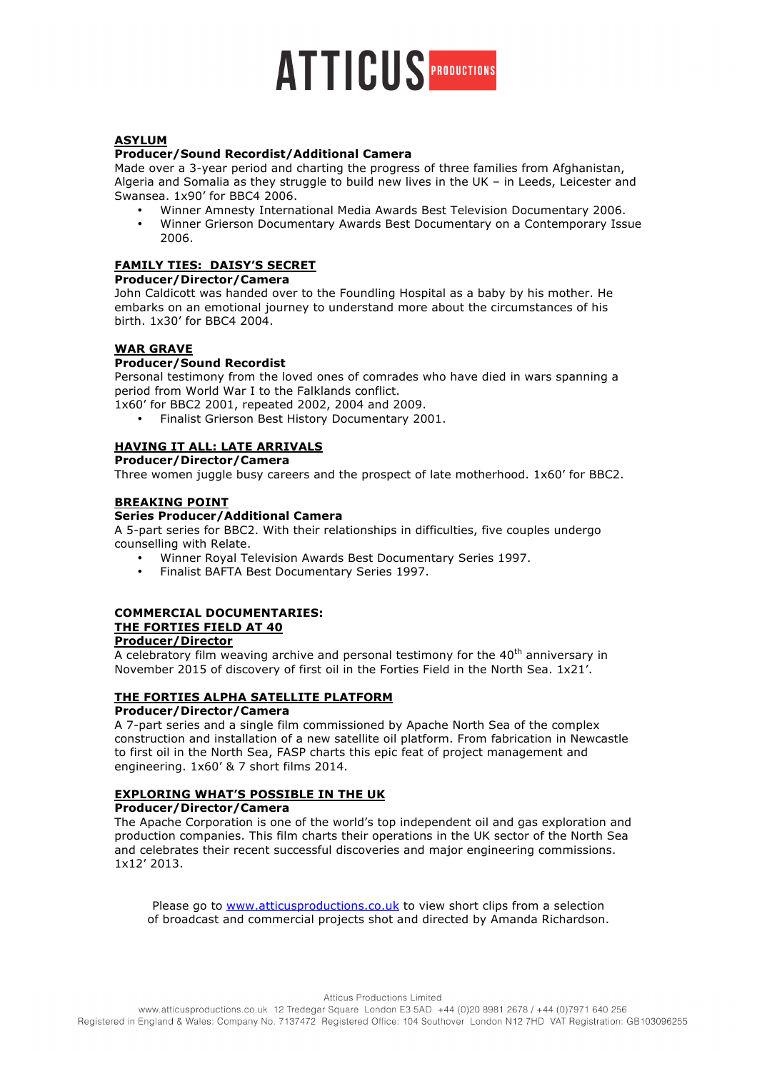**ASYLUM**

**Producer/Sound Recordist/Additional Camera**

Made over a 3-year period and charting the progress of three families from Afghanistan, Algeria and Somalia as they struggle to build new lives in the UK – in Leeds, Leicester and Swansea. 1x90' for BBC4 2006.

- Winner Amnesty International Media Awards Best Television Documentary 2006.
- Winner Grierson Documentary Awards Best Documentary on a Contemporary Issue 2006.

**FAMILY TIES: DAISY'S SECRET**

**Producer/Director/Camera**

John Caldicott was handed over to the Foundling Hospital as a baby by his mother. He embarks on an emotional journey to understand more about the circumstances of his birth. 1x30' for BBC4 2004.

**WAR GRAVE**

**Producer/Sound Recordist**

Personal testimony from the loved ones of comrades who have died in wars spanning a period from World War I to the Falklands conflict.
1x60' for BBC2 2001, repeated 2002, 2004 and 2009.

- Finalist Grierson Best History Documentary 2001.

**HAVING IT ALL: LATE ARRIVALS**

**Producer/Director/Camera**

Three women juggle busy careers and the prospect of late motherhood. 1x60' for BBC2.

**BREAKING POINT**

**Series Producer/Additional Camera**

A 5-part series for BBC2. With their relationships in difficulties, five couples undergo counselling with Relate.

- Winner Royal Television Awards Best Documentary Series 1997.
- Finalist BAFTA Best Documentary Series 1997.

**COMMERCIAL DOCUMENTARIES:**

**THE FORTIES FIELD AT 40**

**Producer/Director**

A celebratory film weaving archive and personal testimony for the 40th anniversary in November 2015 of discovery of first oil in the Forties Field in the North Sea. 1x21'.

**THE FORTIES ALPHA SATELLITE PLATFORM**

**Producer/Director/Camera**

A 7-part series and a single film commissioned by Apache North Sea of the complex construction and installation of a new satellite oil platform. From fabrication in Newcastle to first oil in the North Sea, FASP charts this epic feat of project management and engineering. 1x60' & 7 short films 2014.

**EXPLORING WHAT'S POSSIBLE IN THE UK**

**Producer/Director/Camera**

The Apache Corporation is one of the world's top independent oil and gas exploration and production companies. This film charts their operations in the UK sector of the North Sea and celebrates their recent successful discoveries and major engineering commissions. 1x12' 2013.

Please go to www.atticusproductions.co.uk to view short clips from a selection of broadcast and commercial projects shot and directed by Amanda Richardson.